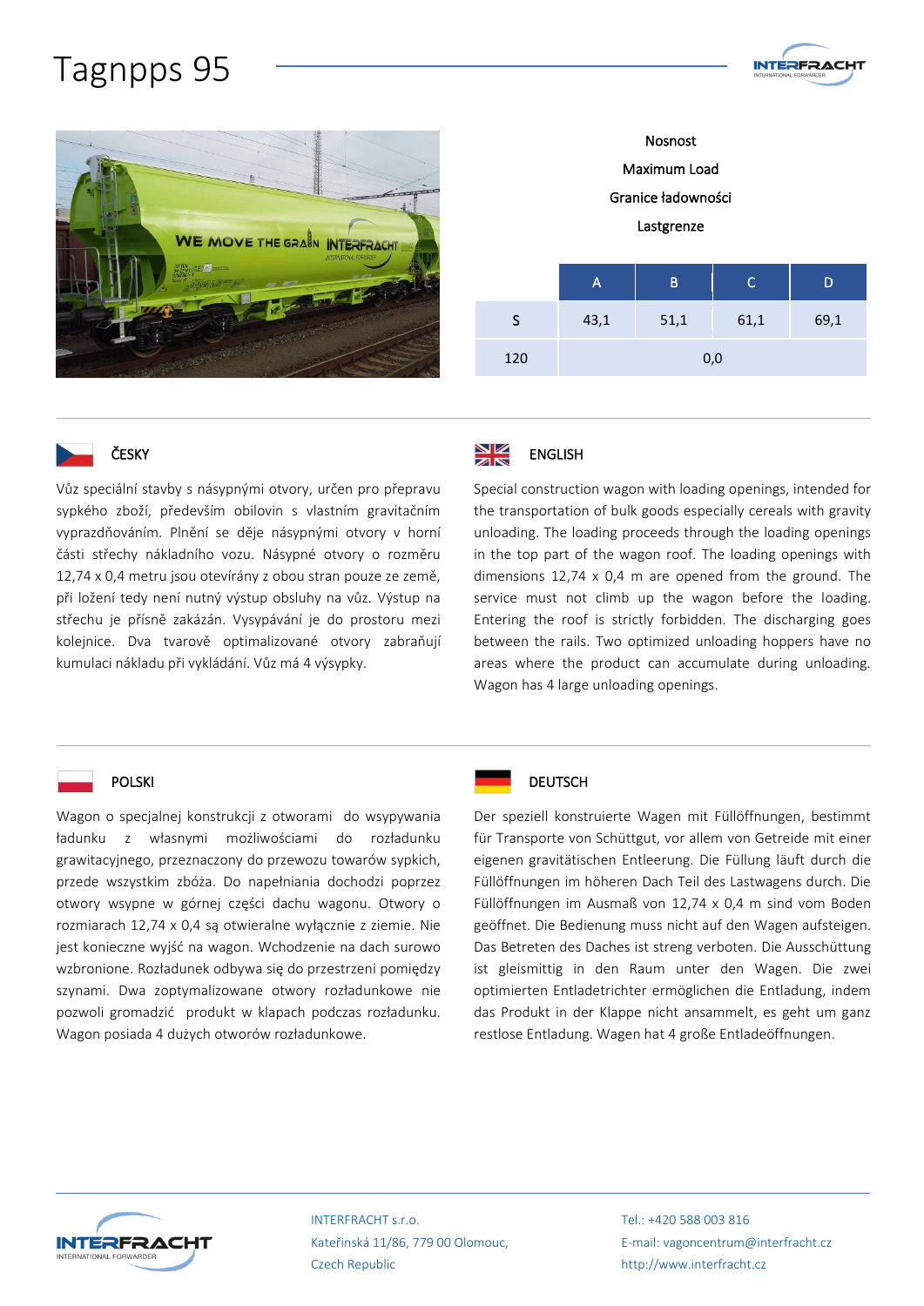# Tagnpps 95

Nosnost

Maximum Load

Granice ładowności

Lastgrenze

|  | A | B | C | D |
|---|---|---|---|---|
| S | 43,1 | 51,1 | 61,1 | 69,1 |
| 120 | 0,0 | | | |

## ČESKY

Vůz speciální stavby s násypnými otvory, určen pro přepravu sypkého zboží, především obilovin s vlastním gravitačním vyprazdňováním. Plnění se děje násypnými otvory v horní části střechy nákladního vozu. Násypné otvory o rozměru 12,74 x 0,4 metru jsou otevírány z obou stran pouze ze země, při ložení tedy není nutný výstup obsluhy na vůz. Výstup na střechu je přísně zakázán. Vysypávání je do prostoru mezi kolejnice. Dva tvarově optimalizované otvory zabraňují kumulaci nákladu při vykládání. Vůz má 4 výsypky.

## ENGLISH

Special construction wagon with loading openings, intended for the transportation of bulk goods especially cereals with gravity unloading. The loading proceeds through the loading openings in the top part of the wagon roof. The loading openings with dimensions 12,74 x 0,4 m are opened from the ground. The service must not climb up the wagon before the loading. Entering the roof is strictly forbidden. The discharging goes between the rails. Two optimized unloading hoppers have no areas where the product can accumulate during unloading. Wagon has 4 large unloading openings.

## POLSKI

Wagon o specjalnej konstrukcji z otworami do wsypywania ładunku z własnymi możliwościami do rozładunku grawitacyjnego, przeznaczony do przewozu towarów sypkich, przede wszystkim zbóża. Do napełniania dochodzi poprzez otwory wsypne w górnej części dachu wagonu. Otwory o rozmiarach 12,74 x 0,4 są otwieralne wyłącznie z ziemie. Nie jest konieczne wyjść na wagon. Wchodzenie na dach surowo wzbronione. Rozładunek odbywa się do przestrzeni pomiędzy szynami. Dwa zoptymalizowane otwory rozładunkowe nie pozwoli gromadzić produkt w klapach podczas rozładunku. Wagon posiada 4 dużych otworów rozładunkowe.

## DEUTSCH

Der speziell konstruierte Wagen mit Füllöffnungen, bestimmt für Transporte von Schüttgut, vor allem von Getreide mit einer eigenen gravitätischen Entleerung. Die Füllung läuft durch die Füllöffnungen im höheren Dach Teil des Lastwagens durch. Die Füllöffnungen im Ausmaß von 12,74 x 0,4 m sind vom Boden geöffnet. Die Bedienung muss nicht auf den Wagen aufsteigen. Das Betreten des Daches ist streng verboten. Die Ausschüttung ist gleismittig in den Raum unter den Wagen. Die zwei optimierten Entladetrichter ermöglichen die Entladung, indem das Produkt in der Klappe nicht ansammelt, es geht um ganz restlose Entladung. Wagen hat 4 große Entladeöffnungen.

INTERFRACHT s.r.o.
Kateřinská 11/86, 779 00 Olomouc,
Czech Republic

Tel.: +420 588 003 816
E-mail: vagoncentrum@interfracht.cz
http://www.interfracht.cz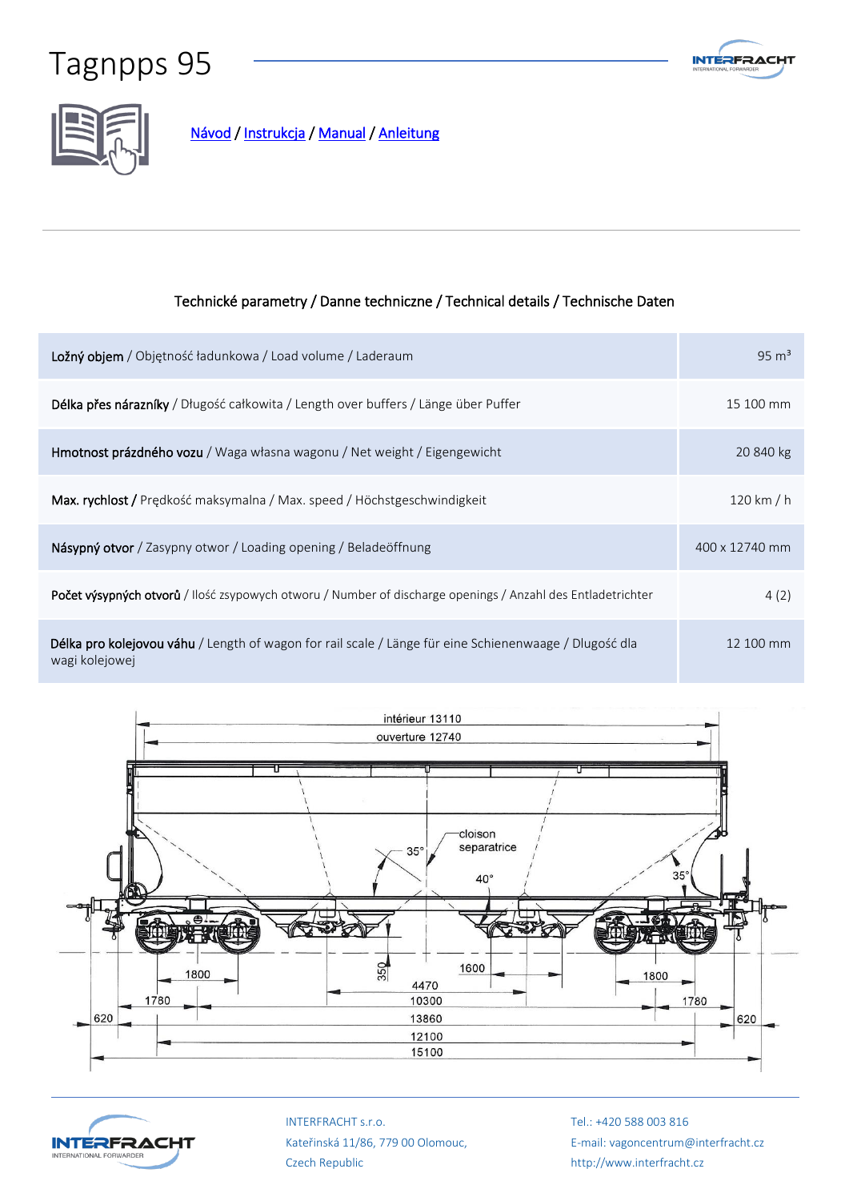# Tagnpps 95

[Návod](#) / [Instrukcja](#) / [Manual](#) / [Anleitung](#)

Technické parametry / Danne techniczne / Technical details / Technische Daten

| | |
|---|---|
| **Ložný objem** / Objętność ładunkowa / Load volume / Laderaum | 95 m³ |
| **Délka přes nárazníky** / Długość całkowita / Length over buffers / Länge über Puffer | 15 100 mm |
| **Hmotnost prázdného vozu** / Waga własna wagonu / Net weight / Eigengewicht | 20 840 kg |
| **Max. rychlost** / Prędkość maksymalna / Max. speed / Höchstgeschwindigkeit | 120 km / h |
| **Násypný otvor** / Zasypny otwor / Loading opening / Beladeöffnung | 400 x 12740 mm |
| **Počet výsypných otvorů** / Ilość zsypowych otworu / Number of discharge openings / Anzahl des Entladetrichter | 4 (2) |
| **Délka pro kolejovou váhu** / Length of wagon for rail scale / Länge für eine Schienenwaage / Dlugość dla wagi kolejowej | 12 100 mm |

intérieur 13110
ouverture 12740
cloison separatrice
35°
40°
35°
350
1800
1600
1800
4470
1780
10300
1780
620
13860
620
12100
15100

INTERFRACHT s.r.o.
Kateřinská 11/86, 779 00 Olomouc,
Czech Republic

Tel.: +420 588 003 816
E-mail: vagoncentrum@interfracht.cz
http://www.interfracht.cz